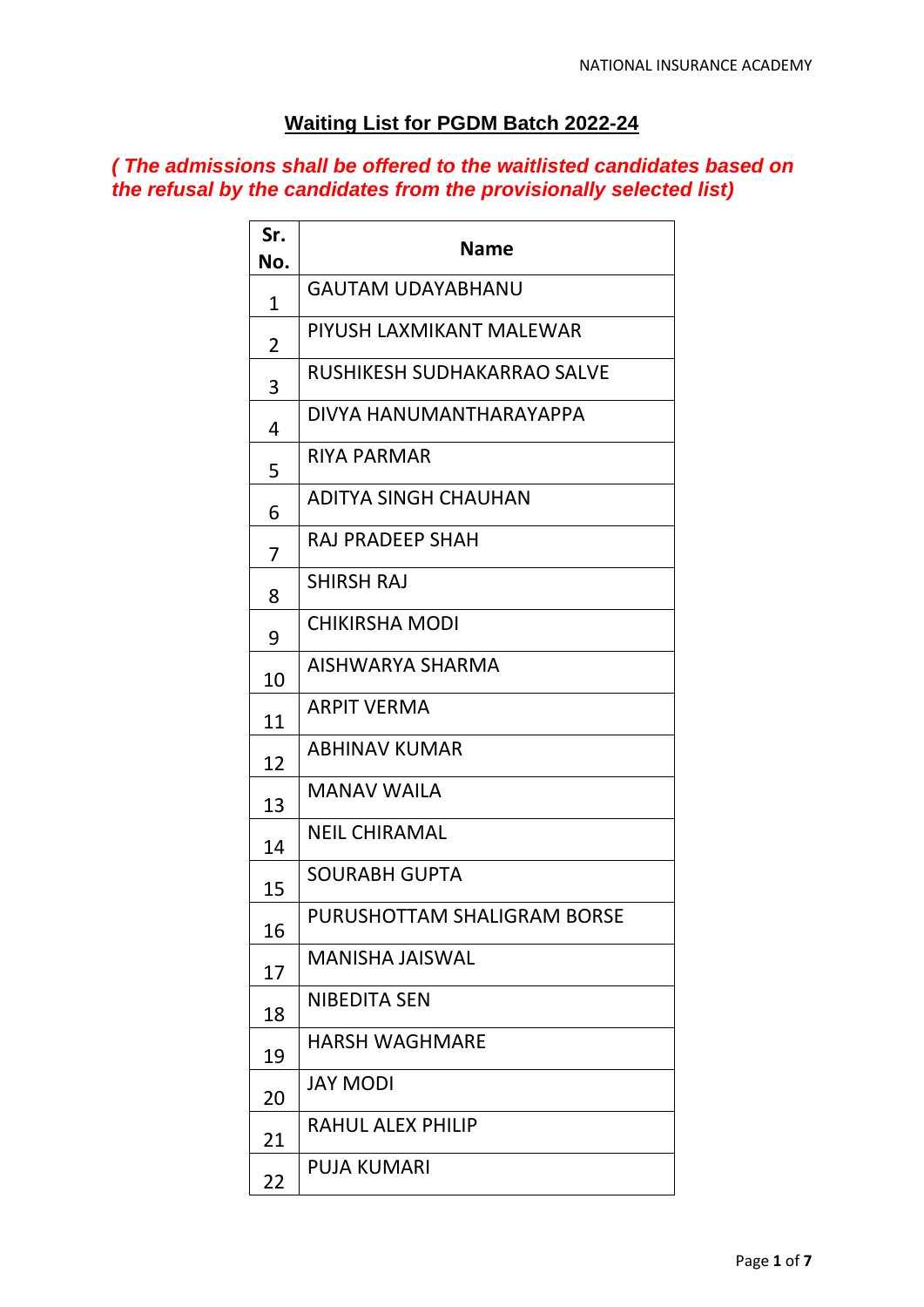# Waiting List for PGDM Batch 2022-24

***( The admissions shall be offered to the waitlisted candidates based on the refusal by the candidates from the provisionally selected list)***

| Sr. No. | Name |
|---|---|
| 1 | GAUTAM UDAYABHANU |
| 2 | PIYUSH LAXMIKANT MALEWAR |
| 3 | RUSHIKESH SUDHAKARRAO SALVE |
| 4 | DIVYA HANUMANTHARAYAPPA |
| 5 | RIYA PARMAR |
| 6 | ADITYA SINGH CHAUHAN |
| 7 | RAJ PRADEEP SHAH |
| 8 | SHIRSH RAJ |
| 9 | CHIKIRSHA MODI |
| 10 | AISHWARYA SHARMA |
| 11 | ARPIT VERMA |
| 12 | ABHINAV KUMAR |
| 13 | MANAV WAILA |
| 14 | NEIL CHIRAMAL |
| 15 | SOURABH GUPTA |
| 16 | PURUSHOTTAM SHALIGRAM BORSE |
| 17 | MANISHA JAISWAL |
| 18 | NIBEDITA SEN |
| 19 | HARSH WAGHMARE |
| 20 | JAY MODI |
| 21 | RAHUL ALEX PHILIP |
| 22 | PUJA KUMARI |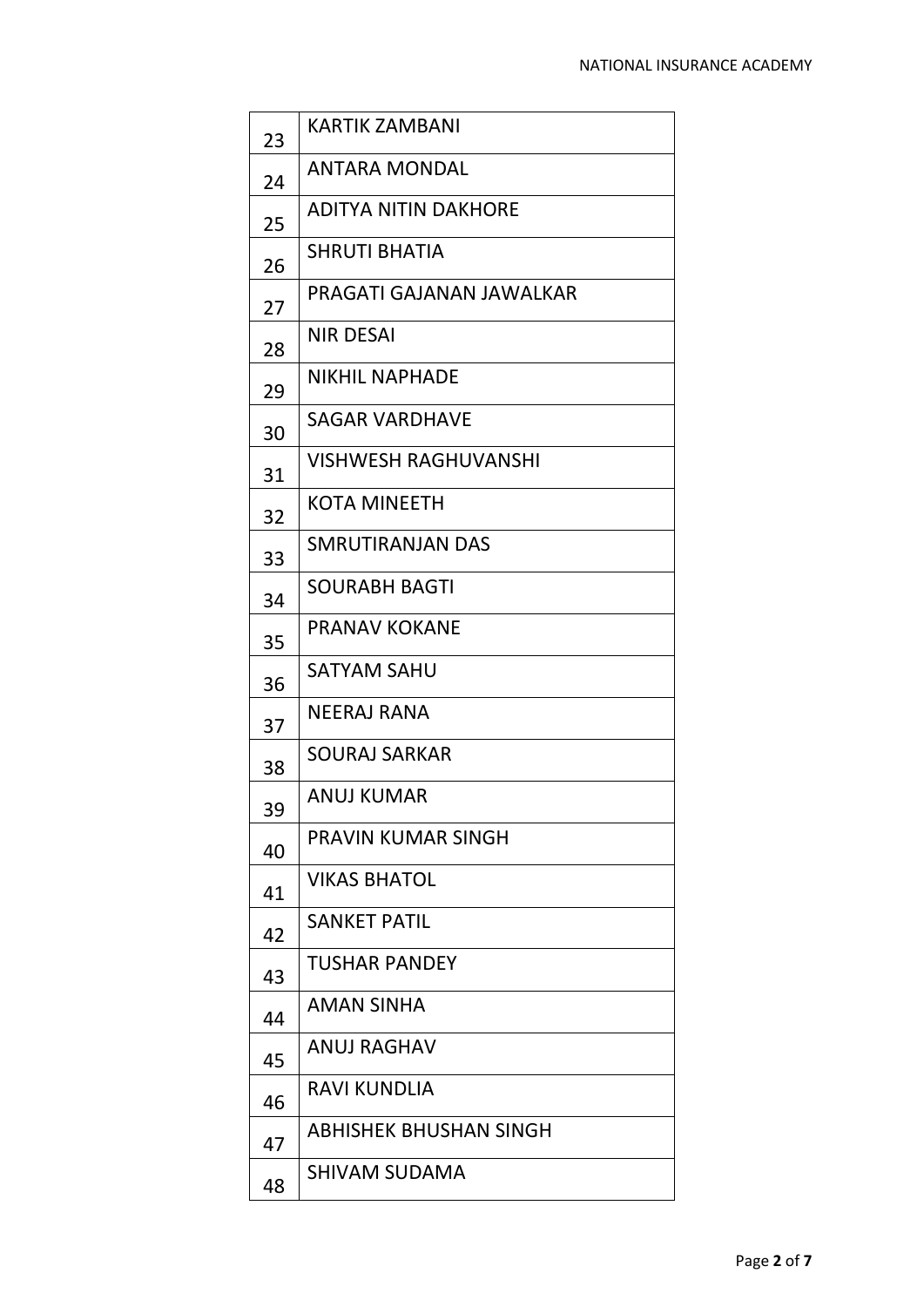| | |
|---|---|
| 23 | KARTIK ZAMBANI |
| 24 | ANTARA MONDAL |
| 25 | ADITYA NITIN DAKHORE |
| 26 | SHRUTI BHATIA |
| 27 | PRAGATI GAJANAN JAWALKAR |
| 28 | NIR DESAI |
| 29 | NIKHIL NAPHADE |
| 30 | SAGAR VARDHAVE |
| 31 | VISHWESH RAGHUVANSHI |
| 32 | KOTA MINEETH |
| 33 | SMRUTIRANJAN DAS |
| 34 | SOURABH BAGTI |
| 35 | PRANAV KOKANE |
| 36 | SATYAM SAHU |
| 37 | NEERAJ RANA |
| 38 | SOURAJ SARKAR |
| 39 | ANUJ KUMAR |
| 40 | PRAVIN KUMAR SINGH |
| 41 | VIKAS BHATOL |
| 42 | SANKET PATIL |
| 43 | TUSHAR PANDEY |
| 44 | AMAN SINHA |
| 45 | ANUJ RAGHAV |
| 46 | RAVI KUNDLIA |
| 47 | ABHISHEK BHUSHAN SINGH |
| 48 | SHIVAM SUDAMA |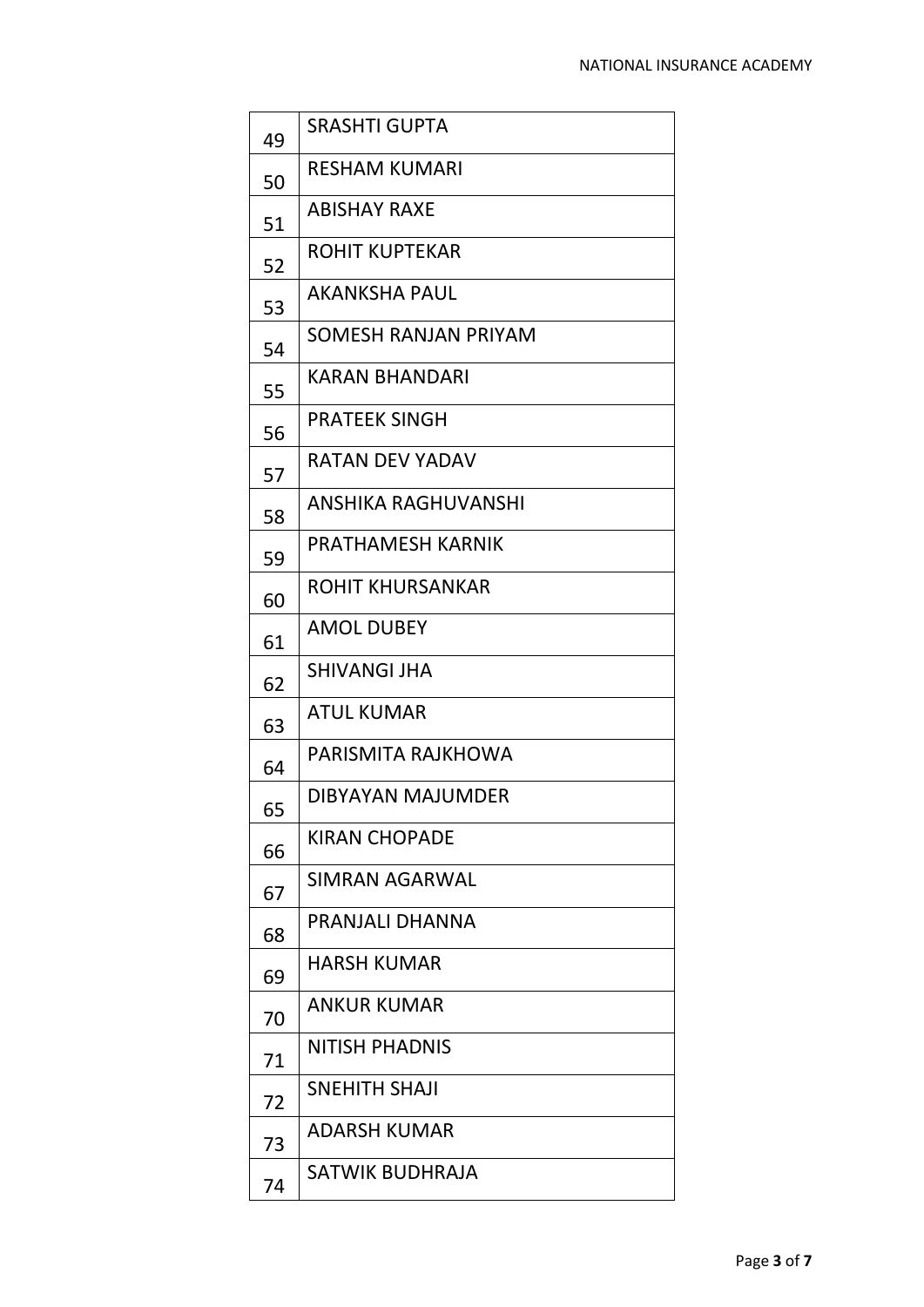| | |
|---|---|
| 49 | SRASHTI GUPTA |
| 50 | RESHAM KUMARI |
| 51 | ABISHAY RAXE |
| 52 | ROHIT KUPTEKAR |
| 53 | AKANKSHA PAUL |
| 54 | SOMESH RANJAN PRIYAM |
| 55 | KARAN BHANDARI |
| 56 | PRATEEK SINGH |
| 57 | RATAN DEV YADAV |
| 58 | ANSHIKA RAGHUVANSHI |
| 59 | PRATHAMESH KARNIK |
| 60 | ROHIT KHURSANKAR |
| 61 | AMOL DUBEY |
| 62 | SHIVANGI JHA |
| 63 | ATUL KUMAR |
| 64 | PARISMITA RAJKHOWA |
| 65 | DIBYAYAN MAJUMDER |
| 66 | KIRAN CHOPADE |
| 67 | SIMRAN AGARWAL |
| 68 | PRANJALI DHANNA |
| 69 | HARSH KUMAR |
| 70 | ANKUR KUMAR |
| 71 | NITISH PHADNIS |
| 72 | SNEHITH SHAJI |
| 73 | ADARSH KUMAR |
| 74 | SATWIK BUDHRAJA |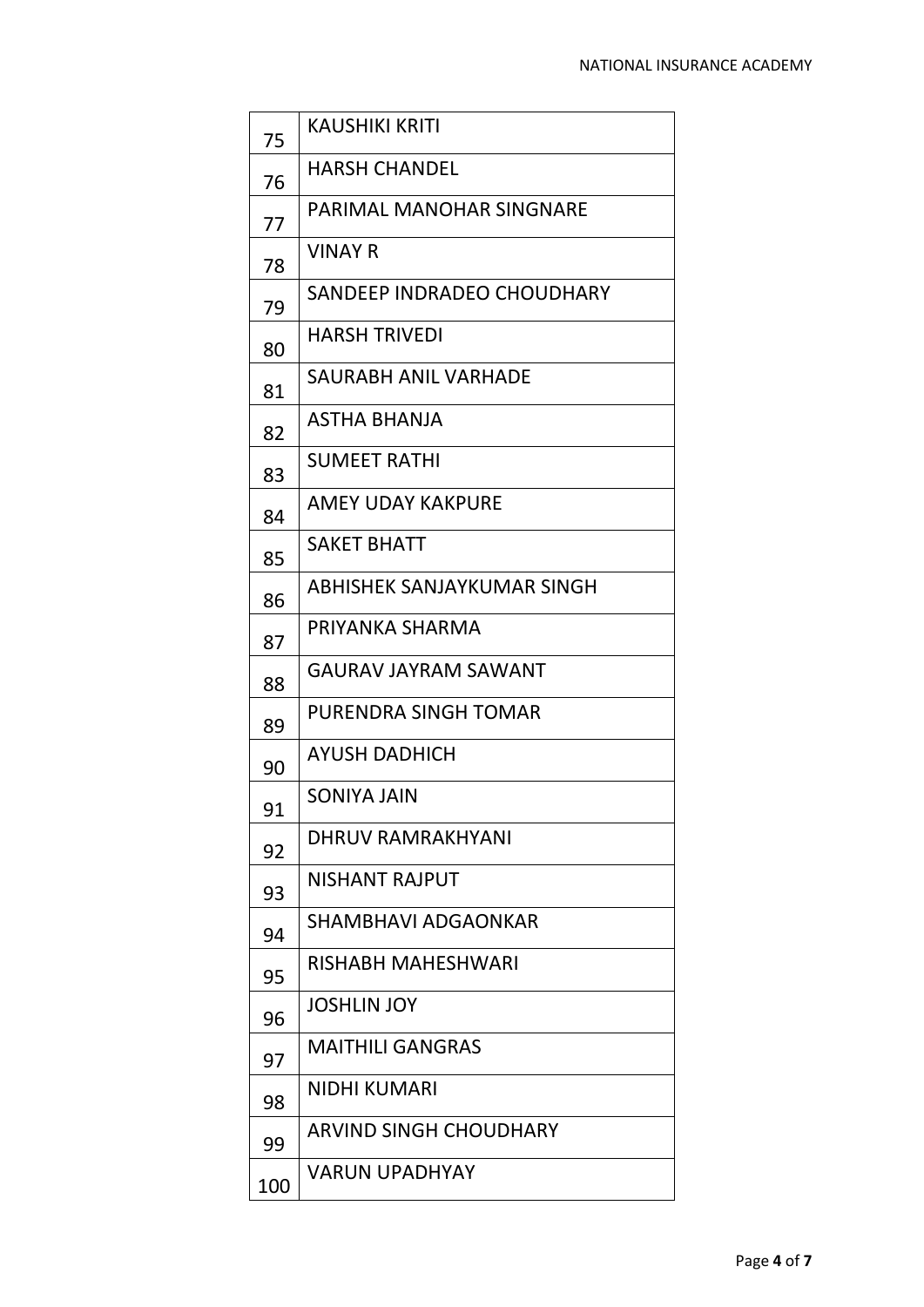| | |
|---|---|
| 75 | KAUSHIKI KRITI |
| 76 | HARSH CHANDEL |
| 77 | PARIMAL MANOHAR SINGNARE |
| 78 | VINAY R |
| 79 | SANDEEP INDRADEO CHOUDHARY |
| 80 | HARSH TRIVEDI |
| 81 | SAURABH ANIL VARHADE |
| 82 | ASTHA BHANJA |
| 83 | SUMEET RATHI |
| 84 | AMEY UDAY KAKPURE |
| 85 | SAKET BHATT |
| 86 | ABHISHEK SANJAYKUMAR SINGH |
| 87 | PRIYANKA SHARMA |
| 88 | GAURAV JAYRAM SAWANT |
| 89 | PURENDRA SINGH TOMAR |
| 90 | AYUSH DADHICH |
| 91 | SONIYA JAIN |
| 92 | DHRUV RAMRAKHYANI |
| 93 | NISHANT RAJPUT |
| 94 | SHAMBHAVI ADGAONKAR |
| 95 | RISHABH MAHESHWARI |
| 96 | JOSHLIN JOY |
| 97 | MAITHILI GANGRAS |
| 98 | NIDHI KUMARI |
| 99 | ARVIND SINGH CHOUDHARY |
| 100 | VARUN UPADHYAY |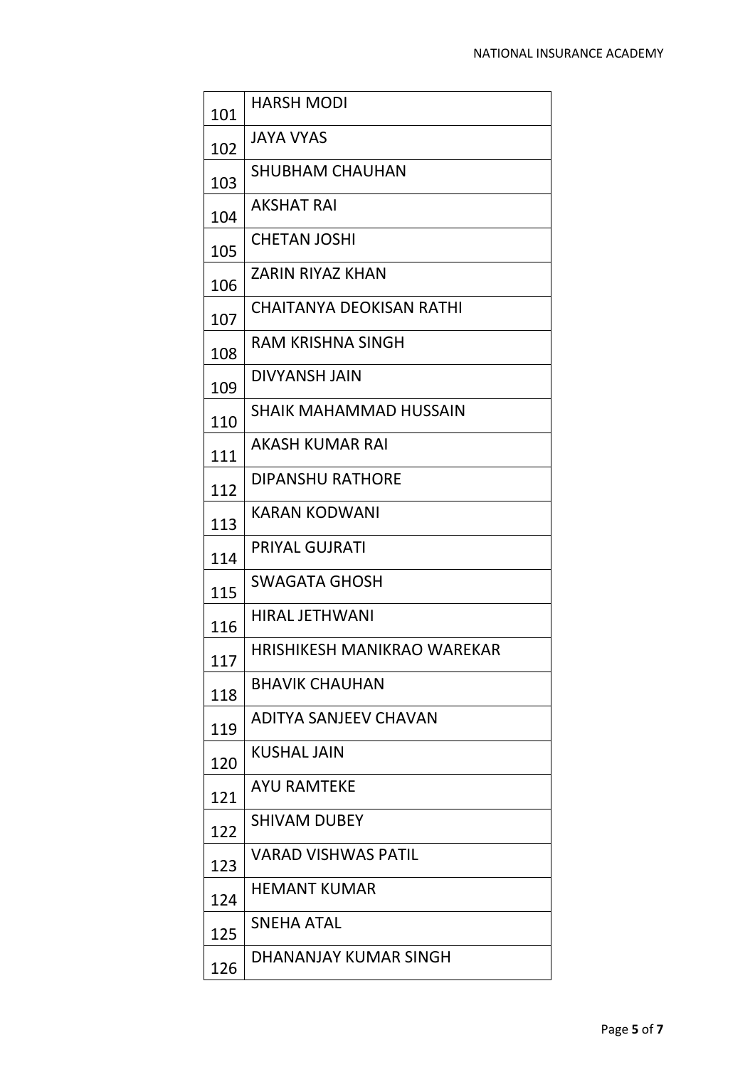| | |
|---|---|
| 101 | HARSH MODI |
| 102 | JAYA VYAS |
| 103 | SHUBHAM CHAUHAN |
| 104 | AKSHAT RAI |
| 105 | CHETAN JOSHI |
| 106 | ZARIN RIYAZ KHAN |
| 107 | CHAITANYA DEOKISAN RATHI |
| 108 | RAM KRISHNA SINGH |
| 109 | DIVYANSH JAIN |
| 110 | SHAIK MAHAMMAD HUSSAIN |
| 111 | AKASH KUMAR RAI |
| 112 | DIPANSHU RATHORE |
| 113 | KARAN KODWANI |
| 114 | PRIYAL GUJRATI |
| 115 | SWAGATA GHOSH |
| 116 | HIRAL JETHWANI |
| 117 | HRISHIKESH MANIKRAO WAREKAR |
| 118 | BHAVIK CHAUHAN |
| 119 | ADITYA SANJEEV CHAVAN |
| 120 | KUSHAL JAIN |
| 121 | AYU RAMTEKE |
| 122 | SHIVAM DUBEY |
| 123 | VARAD VISHWAS PATIL |
| 124 | HEMANT KUMAR |
| 125 | SNEHA ATAL |
| 126 | DHANANJAY KUMAR SINGH |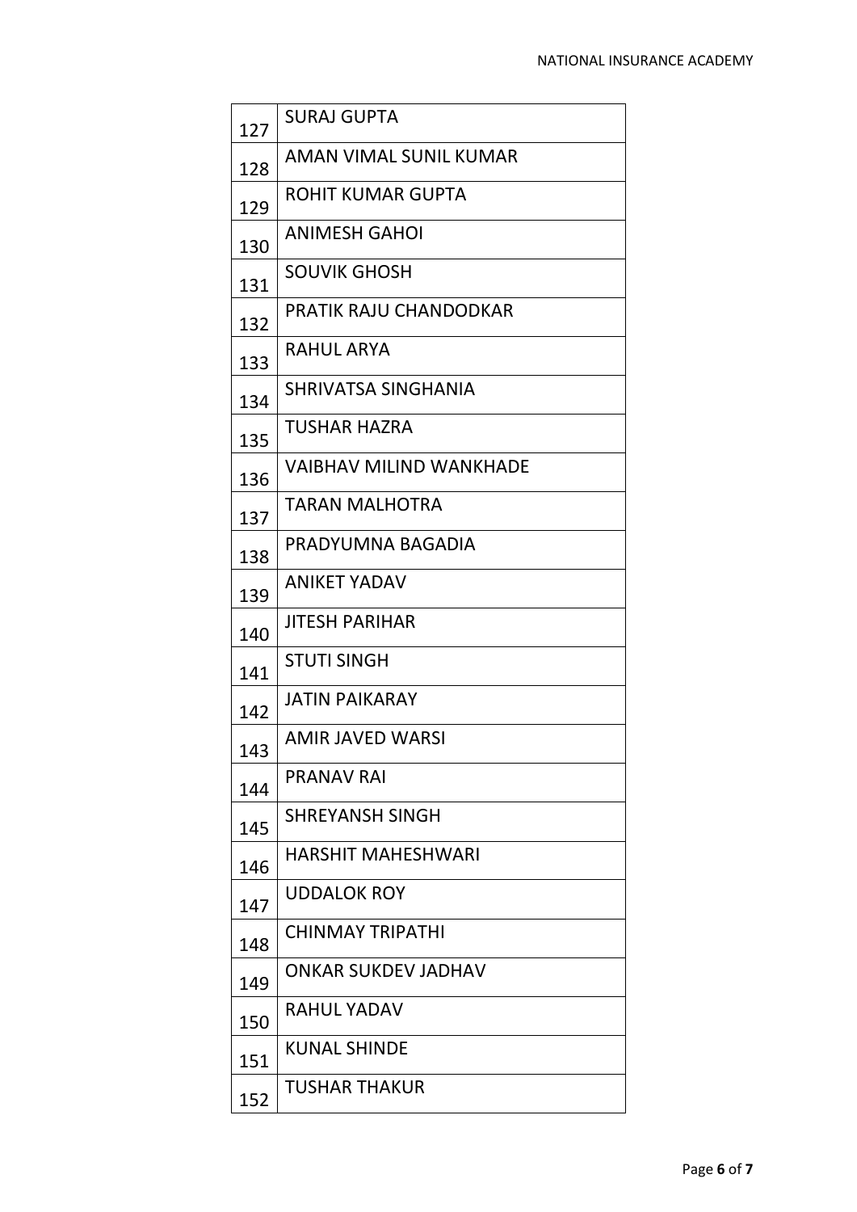| | |
|---|---|
| 127 | SURAJ GUPTA |
| 128 | AMAN VIMAL SUNIL KUMAR |
| 129 | ROHIT KUMAR GUPTA |
| 130 | ANIMESH GAHOI |
| 131 | SOUVIK GHOSH |
| 132 | PRATIK RAJU CHANDODKAR |
| 133 | RAHUL ARYA |
| 134 | SHRIVATSA SINGHANIA |
| 135 | TUSHAR HAZRA |
| 136 | VAIBHAV MILIND WANKHADE |
| 137 | TARAN MALHOTRA |
| 138 | PRADYUMNA BAGADIA |
| 139 | ANIKET YADAV |
| 140 | JITESH PARIHAR |
| 141 | STUTI SINGH |
| 142 | JATIN PAIKARAY |
| 143 | AMIR JAVED WARSI |
| 144 | PRANAV RAI |
| 145 | SHREYANSH SINGH |
| 146 | HARSHIT MAHESHWARI |
| 147 | UDDALOK ROY |
| 148 | CHINMAY TRIPATHI |
| 149 | ONKAR SUKDEV JADHAV |
| 150 | RAHUL YADAV |
| 151 | KUNAL SHINDE |
| 152 | TUSHAR THAKUR |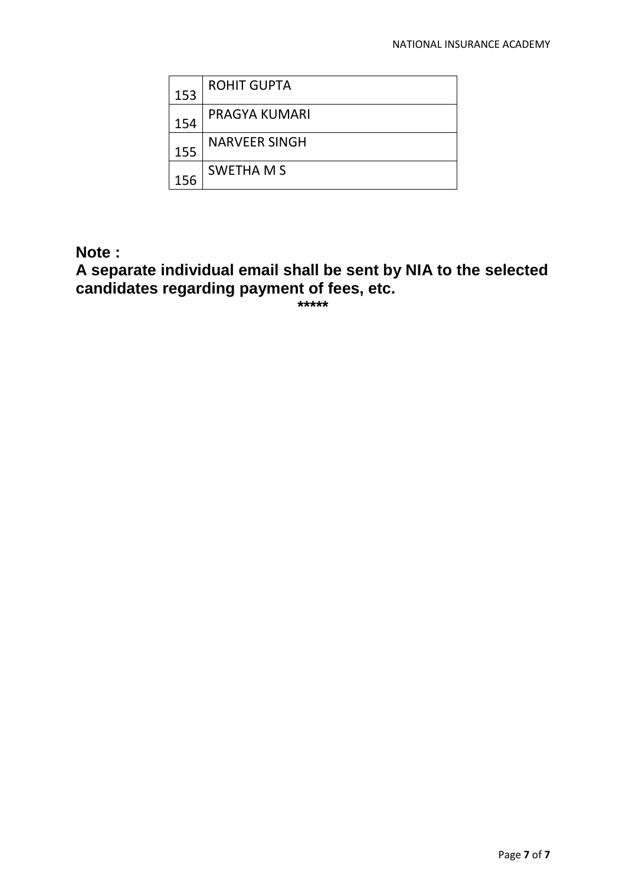| | |
|---|---|
| 153 | ROHIT GUPTA |
| 154 | PRAGYA KUMARI |
| 155 | NARVEER SINGH |
| 156 | SWETHA M S |

**Note :**

**A separate individual email shall be sent by NIA to the selected candidates regarding payment of fees, etc.**

**\*\*\*\*\***